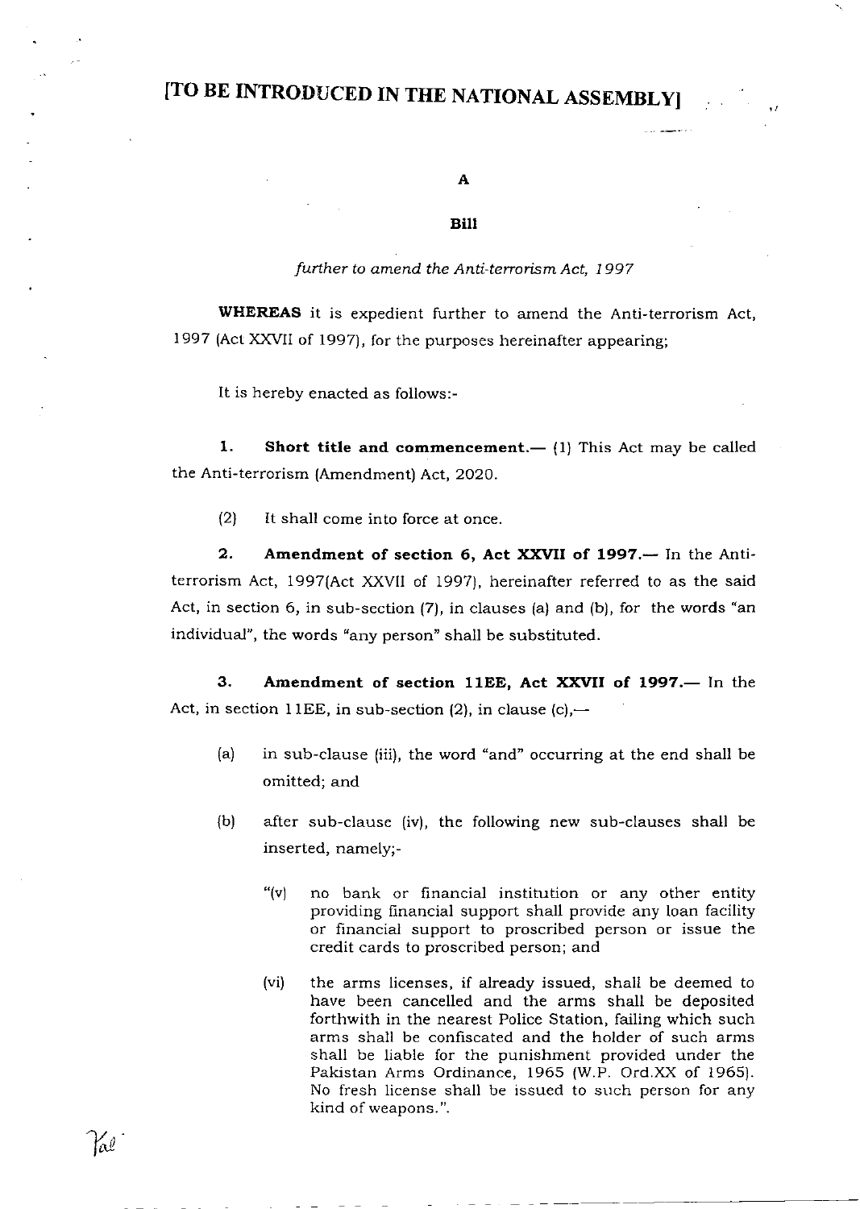# [TO BE INTRODUCED IN THE NATIONAL ASSEMBLY]

**A**

**Bill**

*further to amend the Anti-terrorism Act, 1997*

**WHEREAS** it is expedient further to amend the Anti-terrorism Act, 1997 (Act XXVII of 1997), for the purposes hereinafter appearing;

It is hereby enacted as follows:-

**1. Short title and commencement.—** (1) This Act may be called the Anti-terrorism (Amendment) Act, 2020.

(2) It shall come into force at once.

**2. Amendment of section 6, Act XXVII of 1997.—** In the Anti-terrorism Act, 1997(Act XXVII of 1997), hereinafter referred to as the said Act, in section 6, in sub-section (7), in clauses (a) and (b), for the words "an individual", the words "any person" shall be substituted.

**3. Amendment of section 11EE, Act XXVII of 1997.—** In the Act, in section 11EE, in sub-section (2), in clause (c),—

(a) in sub-clause (iii), the word "and" occurring at the end shall be omitted; and

(b) after sub-clause (iv), the following new sub-clauses shall be inserted, namely;-

"(v) no bank or financial institution or any other entity providing financial support shall provide any loan facility or financial support to proscribed person or issue the credit cards to proscribed person; and

(vi) the arms licenses, if already issued, shall be deemed to have been cancelled and the arms shall be deposited forthwith in the nearest Police Station, failing which such arms shall be confiscated and the holder of such arms shall be liable for the punishment provided under the Pakistan Arms Ordinance, 1965 (W.P. Ord.XX of 1965). No fresh license shall be issued to such person for any kind of weapons.".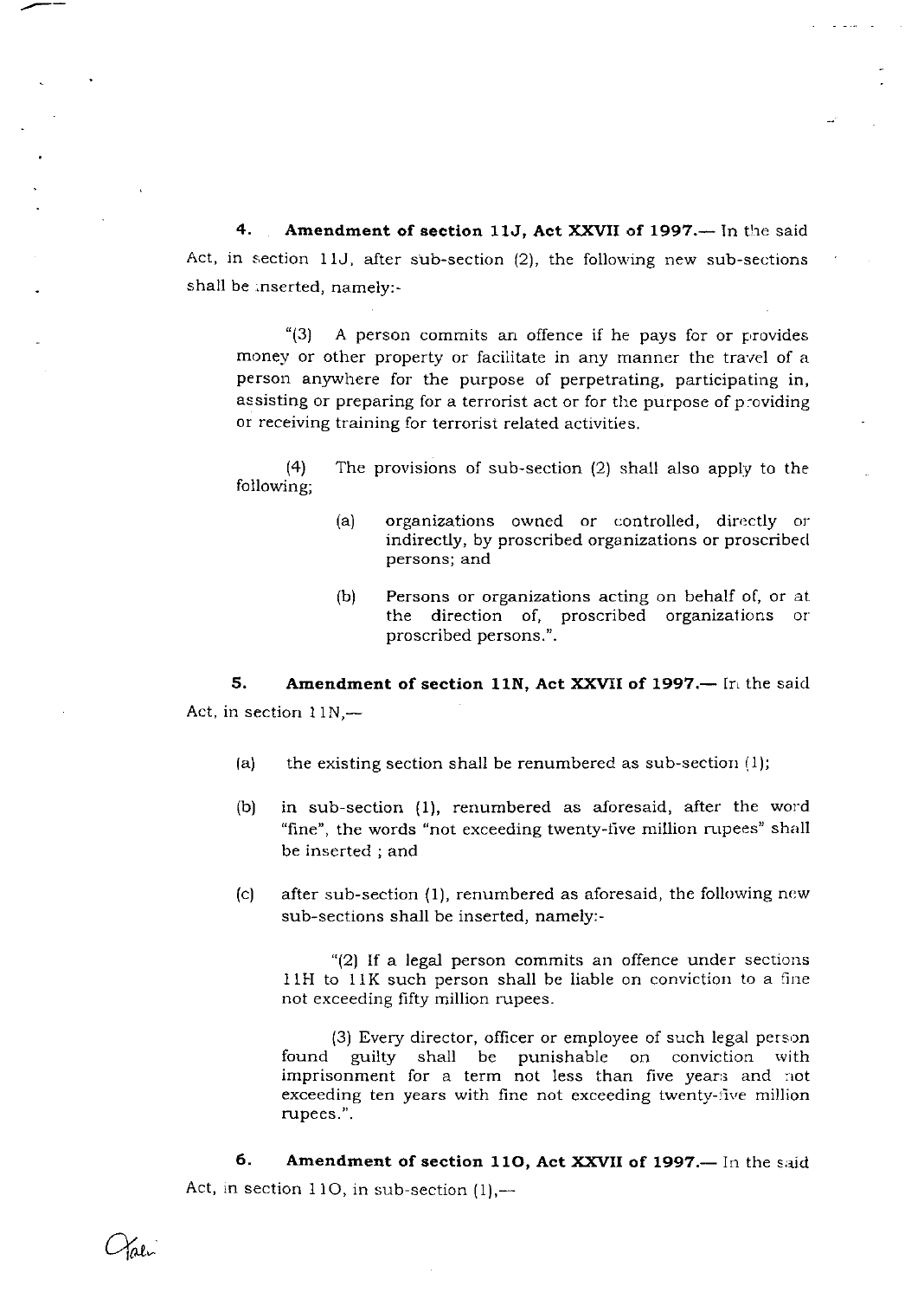**4. Amendment of section 11J, Act XXVII of 1997.**— In the said Act, in section 11J, after sub-section (2), the following new sub-sections shall be inserted, namely:-

> "(3) A person commits an offence if he pays for or provides money or other property or facilitate in any manner the travel of a person anywhere for the purpose of perpetrating, participating in, assisting or preparing for a terrorist act or for the purpose of providing or receiving training for terrorist related activities.
>
> (4) The provisions of sub-section (2) shall also apply to the following;
>
> (a) organizations owned or controlled, directly or indirectly, by proscribed organizations or proscribed persons; and
>
> (b) Persons or organizations acting on behalf of, or at the direction of, proscribed organizations or proscribed persons.".

**5. Amendment of section 11N, Act XXVII of 1997.**— In the said Act, in section 11N,—

(a) the existing section shall be renumbered as sub-section (1);

(b) in sub-section (1), renumbered as aforesaid, after the word "fine", the words "not exceeding twenty-five million rupees" shall be inserted ; and

(c) after sub-section (1), renumbered as aforesaid, the following new sub-sections shall be inserted, namely:-

> "(2) If a legal person commits an offence under sections 11H to 11K such person shall be liable on conviction to a fine not exceeding fifty million rupees.
>
> (3) Every director, officer or employee of such legal person found guilty shall be punishable on conviction with imprisonment for a term not less than five years and not exceeding ten years with fine not exceeding twenty-five million rupees.".

**6. Amendment of section 11O, Act XXVII of 1997.**— In the said Act, in section 11O, in sub-section (1),—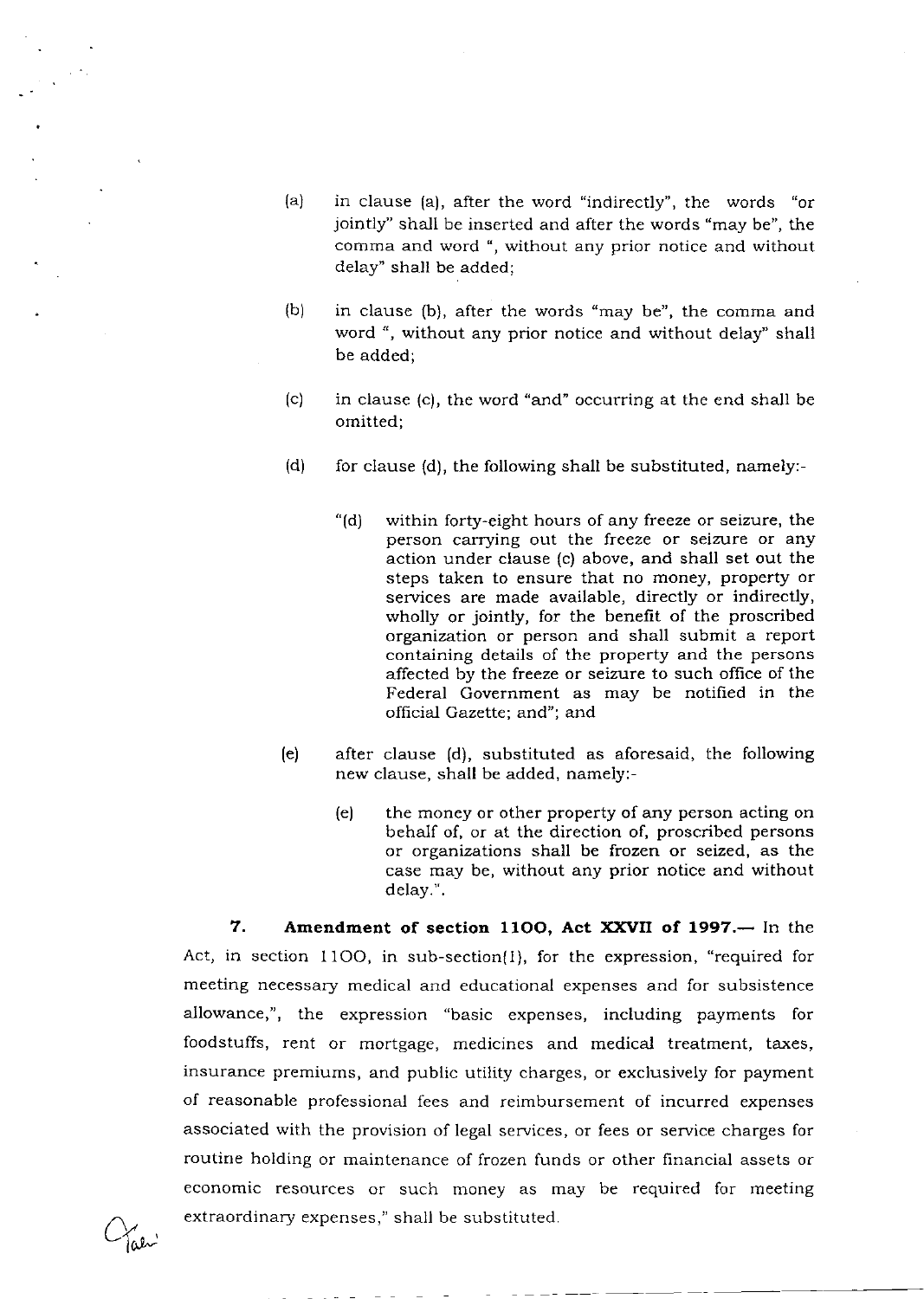(a) in clause (a), after the word "indirectly", the words "or jointly" shall be inserted and after the words "may be", the comma and word ", without any prior notice and without delay" shall be added;

(b) in clause (b), after the words "may be", the comma and word ", without any prior notice and without delay" shall be added;

(c) in clause (c), the word "and" occurring at the end shall be omitted;

(d) for clause (d), the following shall be substituted, namely:-

> "(d) within forty-eight hours of any freeze or seizure, the person carrying out the freeze or seizure or any action under clause (c) above, and shall set out the steps taken to ensure that no money, property or services are made available, directly or indirectly, wholly or jointly, for the benefit of the proscribed organization or person and shall submit a report containing details of the property and the persons affected by the freeze or seizure to such office of the Federal Government as may be notified in the official Gazette; and"; and

(e) after clause (d), substituted as aforesaid, the following new clause, shall be added, namely:-

> (e) the money or other property of any person acting on behalf of, or at the direction of, proscribed persons or organizations shall be frozen or seized, as the case may be, without any prior notice and without delay.".

**7. Amendment of section 11OO, Act XXVII of 1997.—** In the Act, in section 11OO, in sub-section(1), for the expression, "required for meeting necessary medical and educational expenses and for subsistence allowance,", the expression "basic expenses, including payments for foodstuffs, rent or mortgage, medicines and medical treatment, taxes, insurance premiums, and public utility charges, or exclusively for payment of reasonable professional fees and reimbursement of incurred expenses associated with the provision of legal services, or fees or service charges for routine holding or maintenance of frozen funds or other financial assets or economic resources or such money as may be required for meeting extraordinary expenses," shall be substituted.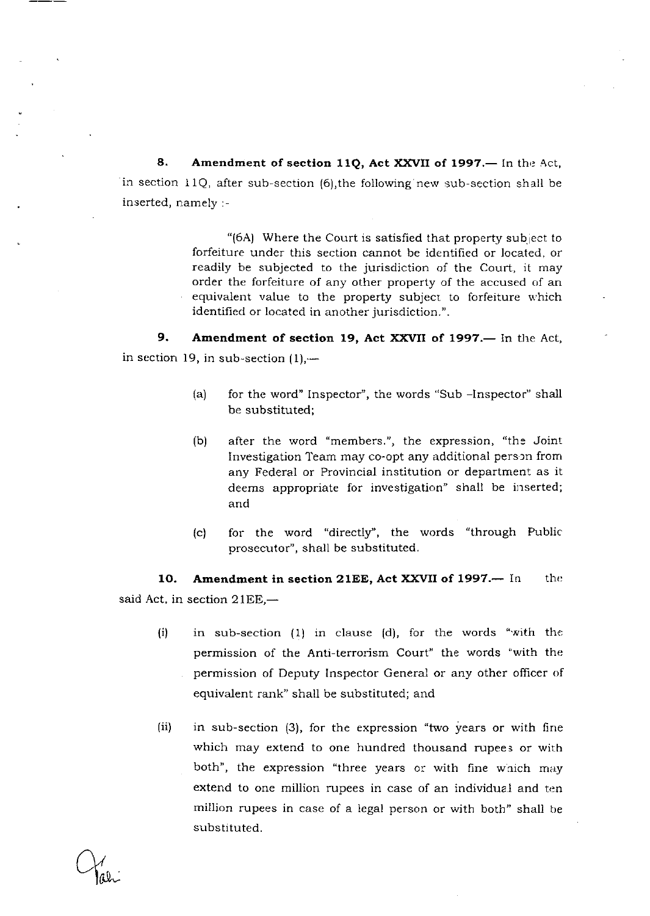**8. Amendment of section 11Q, Act XXVII of 1997.**— In the Act, in section 11Q, after sub-section (6),the following new sub-section shall be inserted, namely :-

> "(6A) Where the Court is satisfied that property subject to forfeiture under this section cannot be identified or located, or readily be subjected to the jurisdiction of the Court, it may order the forfeiture of any other property of the accused of an equivalent value to the property subject to forfeiture which identified or located in another jurisdiction.".

**9. Amendment of section 19, Act XXVII of 1997.**— In the Act, in section 19, in sub-section (1),—

(a) for the word" Inspector", the words "Sub -Inspector" shall be substituted;

(b) after the word "members.", the expression, "the Joint Investigation Team may co-opt any additional person from any Federal or Provincial institution or department as it deems appropriate for investigation" shall be inserted; and

(c) for the word "directly", the words "through Public prosecutor", shall be substituted.

**10. Amendment in section 21EE, Act XXVII of 1997.**— In the said Act, in section 21EE,—

(i) in sub-section (1) in clause (d), for the words "with the permission of the Anti-terrorism Court" the words "with the permission of Deputy Inspector General or any other officer of equivalent rank" shall be substituted; and

(ii) in sub-section (3), for the expression "two years or with fine which may extend to one hundred thousand rupees or with both", the expression "three years or with fine which may extend to one million rupees in case of an individual and ten million rupees in case of a legal person or with both" shall be substituted.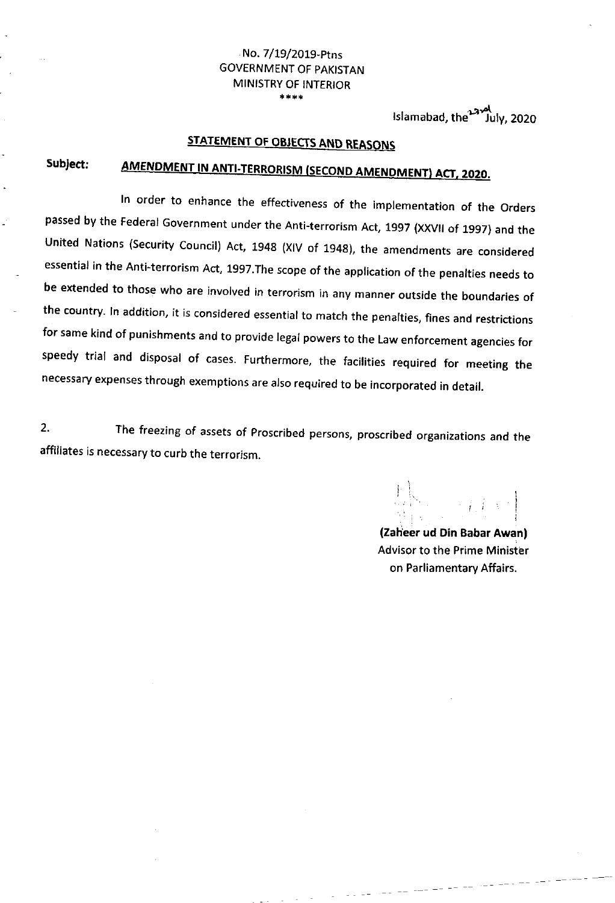No. 7/19/2019-Ptns
GOVERNMENT OF PAKISTAN
MINISTRY OF INTERIOR
\*\*\*\*

Islamabad, the 23rd July, 2020

## STATEMENT OF OBJECTS AND REASONS

**Subject: AMENDMENT IN ANTI-TERRORISM (SECOND AMENDMENT) ACT, 2020.**

In order to enhance the effectiveness of the implementation of the Orders passed by the Federal Government under the Anti-terrorism Act, 1997 (XXVII of 1997) and the United Nations (Security Council) Act, 1948 (XIV of 1948), the amendments are considered essential in the Anti-terrorism Act, 1997.The scope of the application of the penalties needs to be extended to those who are involved in terrorism in any manner outside the boundaries of the country. In addition, it is considered essential to match the penalties, fines and restrictions for same kind of punishments and to provide legal powers to the Law enforcement agencies for speedy trial and disposal of cases. Furthermore, the facilities required for meeting the necessary expenses through exemptions are also required to be incorporated in detail.

2. The freezing of assets of Proscribed persons, proscribed organizations and the affiliates is necessary to curb the terrorism.

**(Zaheer ud Din Babar Awan)**
Advisor to the Prime Minister
on Parliamentary Affairs.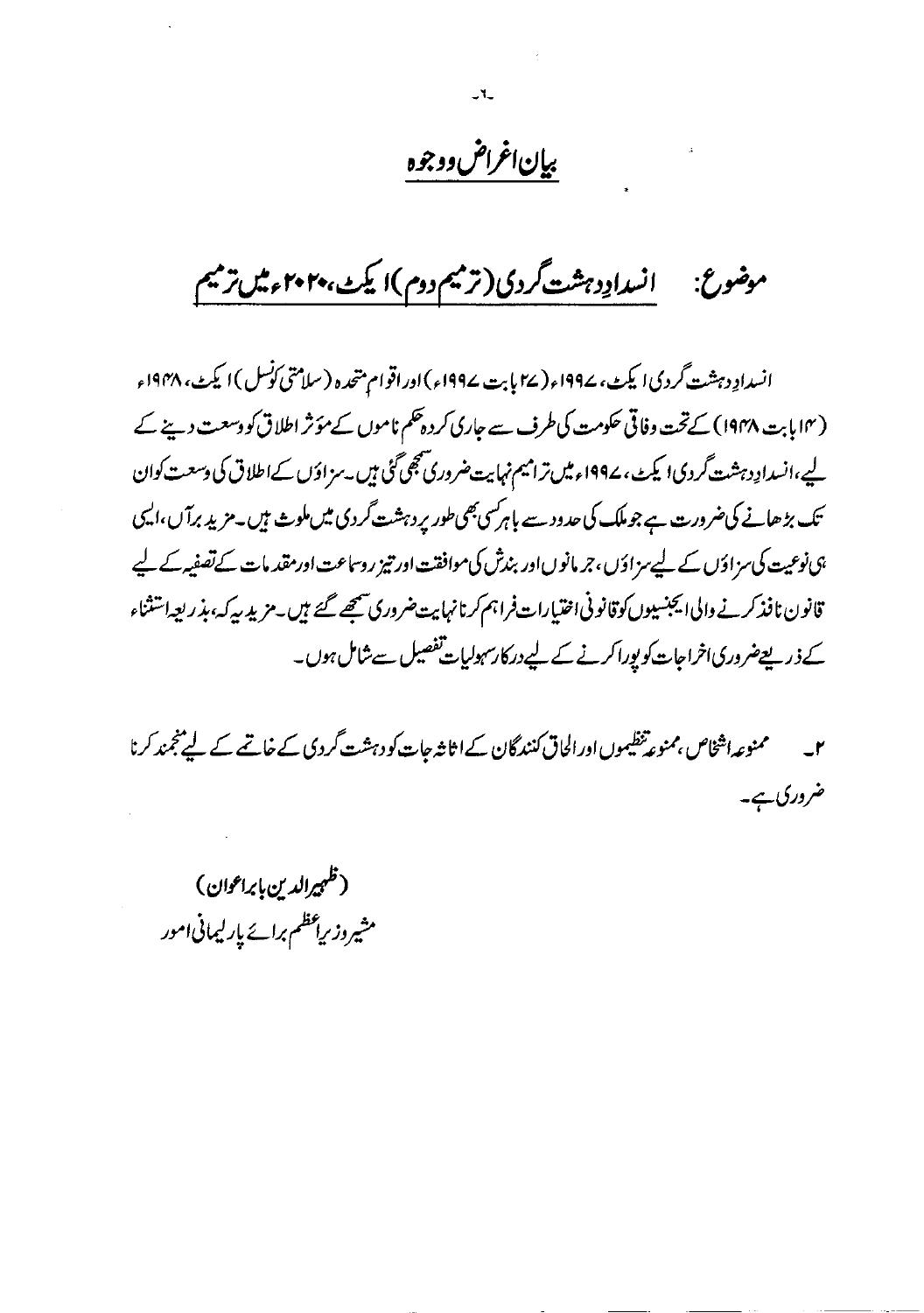# بیان اغراض ووجوہ

## موضوع: انسدادِ دہشت گردی (ترمیم دوم) ایکٹ، ۲۰۲۰ء میں ترمیم

انسدادِ دہشت گردی ایکٹ، ۱۹۹۷ء (۲۷ بابت ۱۹۹۷ء) اور اقوام متحدہ (سلامتی کونسل) ایکٹ، ۱۹۴۸ء (۱۴ بابت ۱۹۴۸) کے تحت وفاقی حکومت کی طرف سے جاری کردہ حکم ناموں کے مؤثر اطلاق کو وسعت دینے کے لیے، انسدادِ دہشت گردی ایکٹ، ۱۹۹۷ء میں ترامیم نہایت ضروری سمجھی گئی ہیں۔ سزاؤں کے اطلاق کی وسعت کو ان تک بڑھانے کی ضرورت ہے جو ملک کی حدود سے باہر کسی بھی طور پر دہشت گردی میں ملوث ہیں۔ مزید برآں، ایسی ہی نوعیت کی سزاؤں کے لیے سزاؤں، جرمانوں اور بندش کی موافقت اور تیز رو سماعت اور مقدمات کے تصفیہ کے لیے قانون نافذ کرنے والی ایجنسیوں کو قانونی اختیارات فراہم کرنا نہایت ضروری سمجھے گئے ہیں۔ مزید یہ کہ، بذریعہ استثناء کے ذریعے ضروری اخراجات کو پورا کرنے کے لیے درکار سہولیات تفصیل سے شامل ہوں۔

۲۔ ممنوعہ اشخاص، ممنوعہ تنظیموں اور الحاق کنندگان کے اثاثہ جات کو دہشت گردی کے خاتمے کے لیے منجمد کرنا ضروری ہے۔

(ظہیر الدین بابر اعوان)
مشیر وزیر اعظم برائے پارلیمانی امور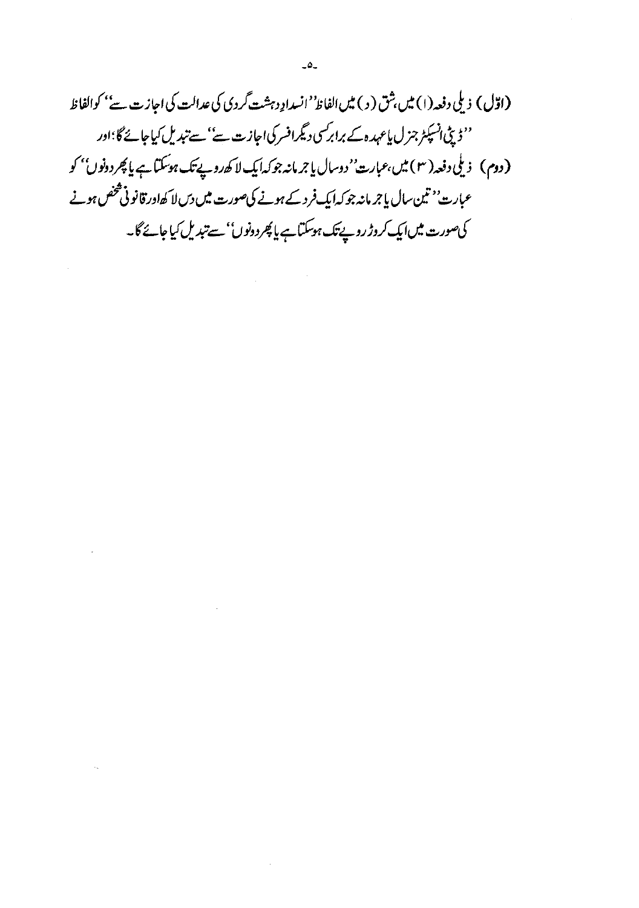(اوّل) ذیلی دفعہ (۱) میں، شق (د) میں الفاظ ''انسدادِ دہشت گردی کی عدالت کی اجازت سے'' کو الفاظ ''ڈپٹی انسپکٹر جنرل یا عہدہ کے برابر کسی دیگر افسر کی اجازت سے'' سے تبدیل کیا جائے گا؛ اور

(دوم) ذیلی دفعہ (۳) میں، عبارت ''دو سال یا جرمانہ جو کہ ایک لاکھ روپے تک ہو سکتا ہے یا پھر دونوں'' کو عبارت ''تین سال یا جرمانہ جو کہ ایک فرد کے ہونے کی صورت میں دس لاکھ اور قانونی شخص ہونے کی صورت میں ایک کروڑ روپے تک ہو سکتا ہے یا پھر دونوں'' سے تبدیل کیا جائے گا۔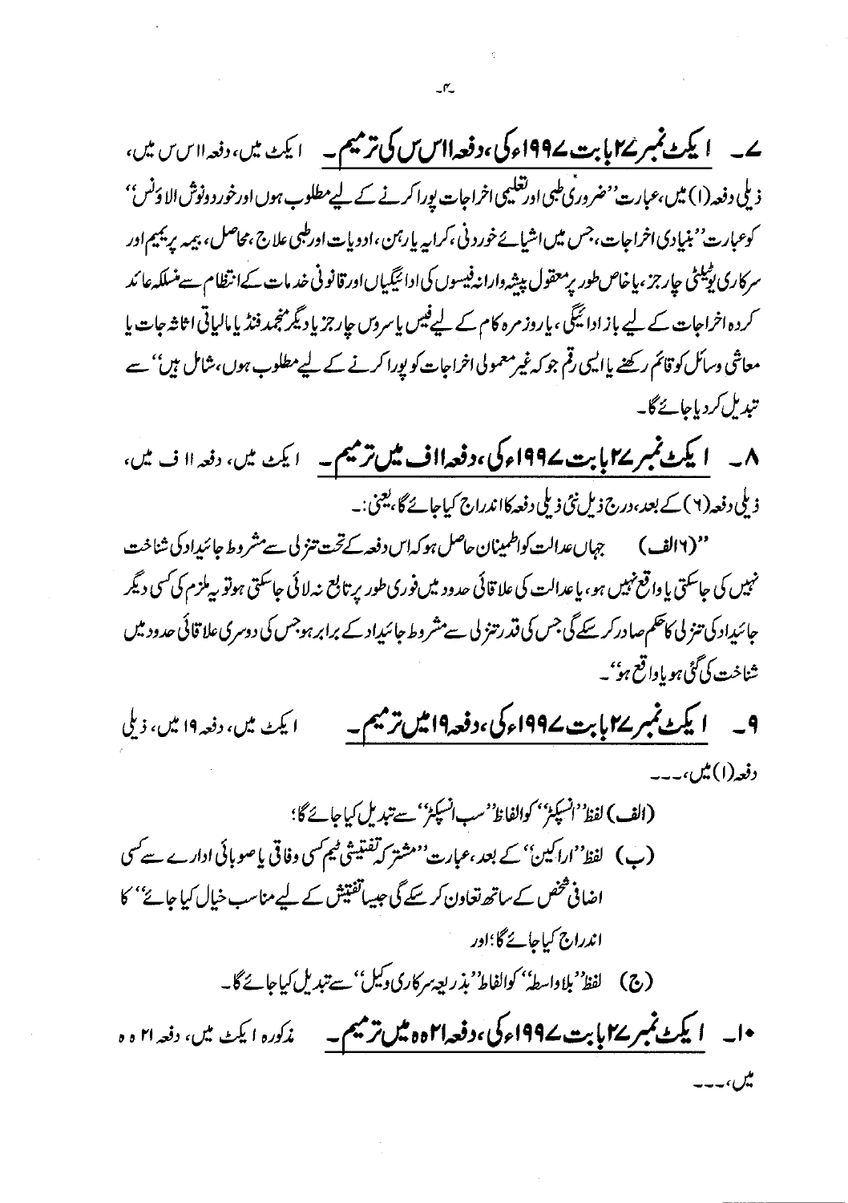**۷۔ ایکٹ نمبر ۲۷ بابت ۱۹۹۷ء کی، دفعہ ۱۱س س کی ترمیم۔** ایکٹ میں، دفعہ ۱۱س س میں، ذیلی دفعہ (۱) میں، عبارت ''ضروری طبی اور تعلیمی اخراجات پورا کرنے کے لیے مطلوب ہوں اور خورد و نوش الاؤنس'' کو عبارت ''بنیادی اخراجات، جس میں اشیائے خوردنی، کرایہ یا رہن، ادویات اور طبی علاج، محاصل، بیمہ پریمیم اور سرکاری یوٹیلٹی چارجز، یا خاص طور پر معقول پیشہ وارانہ فیسوں کی ادائیگیاں اور قانونی خدمات کے انتظام سے منسلکہ عائد کردہ اخراجات کے لیے بازادائیگی، یا روزمرہ کام کے لیے فیس یا سروس چارجز یا دیگر منجمد فنڈ یا مالیاتی اثاثہ جات یا معاشی وسائل کو قائم رکھنے یا ایسی رقم جو کہ غیر معمولی اخراجات کو پورا کرنے کے لیے مطلوب ہوں، شامل ہیں'' سے تبدیل کر دیا جائے گا۔

**۸۔ ایکٹ نمبر ۲۷ بابت ۱۹۹۷ء کی، دفعہ ۱۱ف میں ترمیم۔** ایکٹ میں، دفعہ ۱۱ ف میں، ذیلی دفعہ (۶) کے بعد، درج ذیل نئی ذیلی دفعہ کا اندراج کیا جائے گا، یعنی:۔

''(۶الف) جہاں عدالت کو اطمینان حاصل ہو کہ اس دفعہ کے تحت تنزلی سے مشروط جائیداد کی شناخت نہیں کی جا سکتی یا واقع نہیں ہو، یا عدالت کی علاقائی حدود میں فوری طور پر تابع نہ لائی جا سکتی ہو تو یہ ملزم کی کسی دیگر جائیداد کی تنزلی کا حکم صادر کر سکے گی جس کی قدر تنزلی سے مشروط جائیداد کے برابر ہو جس کی دوسری علاقائی حدود میں شناخت کی گئی ہو یا واقع ہو''۔

**۹۔ ایکٹ نمبر ۲۷ بابت ۱۹۹۷ء کی، دفعہ ۱۹ میں ترمیم۔** ایکٹ میں، دفعہ ۱۹ میں، ذیلی دفعہ (۱) میں،۔۔۔

(الف) لفظ ''انسپکٹر'' کو الفاظ ''سب انسپکٹر'' سے تبدیل کیا جائے گا؛

(ب) لفظ ''اراکین'' کے بعد، عبارت ''مشترکہ تفتیشی ٹیم کسی وفاقی یا صوبائی ادارے سے کسی اضافی شخص کے ساتھ تعاون کر سکے گی جیسا تفتیش کے لیے مناسب خیال کیا جائے'' کا اندراج کیا جائے گا؛ اور

(ج) لفظ ''بلاواسطہ'' کو الفاظ ''بذریعہ سرکاری وکیل'' سے تبدیل کیا جائے گا۔

**۱۰۔ ایکٹ نمبر ۲۷ بابت ۱۹۹۷ء کی، دفعہ ۲۱ہ ہ میں ترمیم۔** مذکورہ ایکٹ میں، دفعہ ۲۱ ہ ہ میں،۔۔۔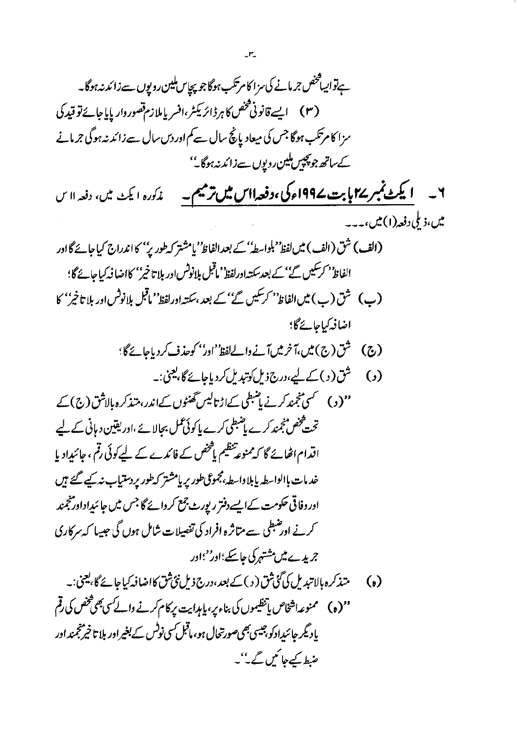ہے تو ایسا شخص جرمانے کی سزا کا مرتکب ہوگا جو پچاس ملین روپوں سے زائد نہ ہوگا۔

(۳) ایسے قانونی شخص کا ہر ڈائریکٹر، افسر یا ملازم قصوروار پایا جائے تو قید کی سزا کا مرتکب ہوگا جس کی میعاد پانچ سال سے کم اور دس سال سے زائد نہ ہوگی جرمانے کے ساتھ جو پچیس ملین روپوں سے زائد نہ ہوگا۔''

**۶۔ ایکٹ نمبر ۲۷ بابت ۱۹۹۷ء کی، دفعہ ۱۱ اس میں ترمیم۔** مذکورہ ایکٹ میں، دفعہ ۱۱ اس میں، ذیلی دفعہ (۱) میں،۔۔۔

**(الف)** شق (الف) میں لفظ ''بلواسطہ'' کے بعد الفاظ ''یا مشترکہ طور پر'' کا اندراج کیا جائے گا اور الفاظ ''کر سکیں گے'' کے بعد سکتہ اور لفظ ''ماقبل بلانوٹس اور بلا تاخیر'' کا اضافہ کیا جائے گا؛

**(ب)** شق (ب) میں الفاظ ''کر سکیں گے'' کے بعد، سکتہ اور لفظ ''ماقبل بلانوٹس اور بلا تاخیر'' کا اضافہ کیا جائے گا؛

**(ج)** شق (ج) میں، آخر میں آنے والے لفظ ''اور'' کو حذف کر دیا جائے گا؛

**(د)** شق (د) کے لیے، درج ذیل کو تبدیل کر دیا جائے گا، یعنی:۔

''(د) کسی منجمد کرنے یا ضبطی کے اڑتالیس گھنٹوں کے اندر، متذکرہ بالا شق (ج) کے تحت شخص منجمد کرے یا ضبطی کرے یا کوئی عمل بجالائے، اور یقین دہانی کے لیے اقدام اٹھائے گا کہ ممنوعہ تنظیم یا شخص کے فائدے کے لیے کوئی رقم، جائیداد یا خدمات بالواسطہ یا بلاواسطہ، مجموعی طور پر یا مشترکہ طور پر دستیاب نہ کیے گئے ہیں اور وفاقی حکومت کے ایسے دفتر رپورٹ جمع کروائے گا جس میں جائیداد اور منجمد کرنے اور ضبطی سے متاثرہ افراد کی تفصیلات شامل ہوں گی جیسا کہ سرکاری جریدے میں مشتہر کی جا سکے؛ اور''؛ اور

**(ہ)** متذکرہ بالا تبدیل کی گئی شق (د) کے بعد، درج ذیل نئی شق کا اضافہ کیا جائے گا، یعنی:۔

''(ہ) ممنوعہ اشخاص یا تنظیموں کی بناء پر، یا ہدایت پر کام کرنے والے کسی بھی شخص کی رقم یا دیگر جائیداد کو، جیسی بھی صورتحال ہو، ماقبل کسی نوٹس کے بغیر اور بلا تاخیر منجمد اور ضبط کیے جائیں گے۔''۔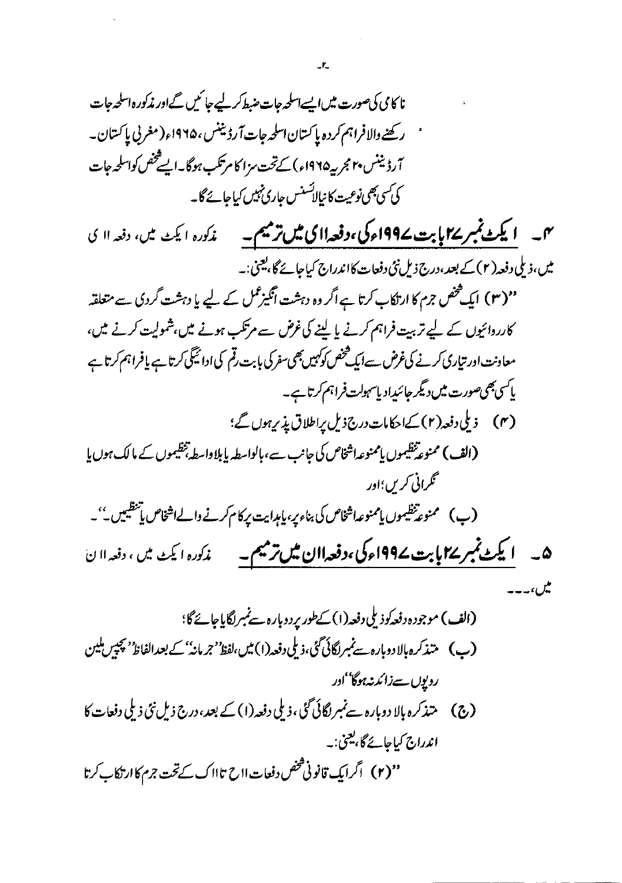ناکامی کی صورت میں ایسے اسلحہ جات ضبط کر لیے جائیں گے اور مذکورہ اسلحہ جات رکھنے والا فراہم کردہ پاکستان اسلحہ جات آرڈیننس، ۱۹۶۵ء (مغربی پاکستان۔ آرڈیننس ۲۰ مجریہ ۱۹۶۵ء) کے تحت سزا کا مرتکب ہوگا۔ ایسے شخص کو اسلحہ جات کی کسی بھی نوعیت کا نیا لائسنس جاری نہیں کیا جائے گا۔

۴۔ **ایکٹ نمبر ۲۷ بابت ۱۹۹۷ء کی، دفعہ ۱۱ ی میں ترمیم۔** مذکورہ ایکٹ میں، دفعہ ۱۱ ی میں، ذیلی دفعہ (۲) کے بعد، درج ذیل نئی دفعات کا اندراج کیا جائے گا، یعنی:۔

"(۳) ایک شخص جرم کا ارتکاب کرتا ہے اگر وہ دہشت انگیز عمل کے لیے یا دہشت گردی سے متعلقہ کارروائیوں کے لیے تربیت فراہم کرنے یا لینے کی غرض سے مرتکب ہونے میں، شمولیت کرنے میں، معاونت اور تیاری کرنے کی غرض سے ایک شخص کو کہیں بھی سفر کی بابت رقم کی ادائیگی کرتا ہے یا فراہم کرتا ہے یا کسی بھی صورت میں دیگر جائیداد یا سہولت فراہم کرتا ہے۔

(۴) ذیلی دفعہ (۲) کے احکامات درج ذیل پر اطلاق پذیر ہوں گے؛

(الف) ممنوعہ تنظیموں یا ممنوعہ اشخاص کی جانب سے، بالواسطہ یا بلاواسطہ، تنظیموں کے مالک ہوں یا نگرانی کریں؛ اور

(ب) ممنوعہ تنظیموں یا ممنوعہ اشخاص کی بناء پر، یا ہدایت پر کام کرنے والے اشخاص یا تنظیمیں۔"۔

۵۔ **ایکٹ نمبر ۲۷ بابت ۱۹۹۷ء کی، دفعہ ۱۱ ن میں ترمیم۔** مذکورہ ایکٹ میں، دفعہ ۱۱ ن میں،۔۔۔

(الف) موجودہ دفعہ کو ذیلی دفعہ (۱) کے طور پر دوبارہ سے نمبر لگایا جائے گا؛

(ب) متذکرہ بالا دوبارہ سے نمبر لگائی گئی، ذیلی دفعہ (۱) میں، لفظ "جرمانہ" کے بعد الفاظ "پچیس ملین روپوں سے زائد نہ ہوگا" اور

(ج) متذکرہ بالا دوبارہ سے نمبر لگائی گئی، ذیلی دفعہ (۱) کے بعد، درج ذیل نئی ذیلی دفعات کا اندراج کیا جائے گا، یعنی:۔

"(۲) اگر ایک قانونی شخص دفعات ۱۱ ح تا ۱۱ ک کے تحت جرم کا ارتکاب کرتا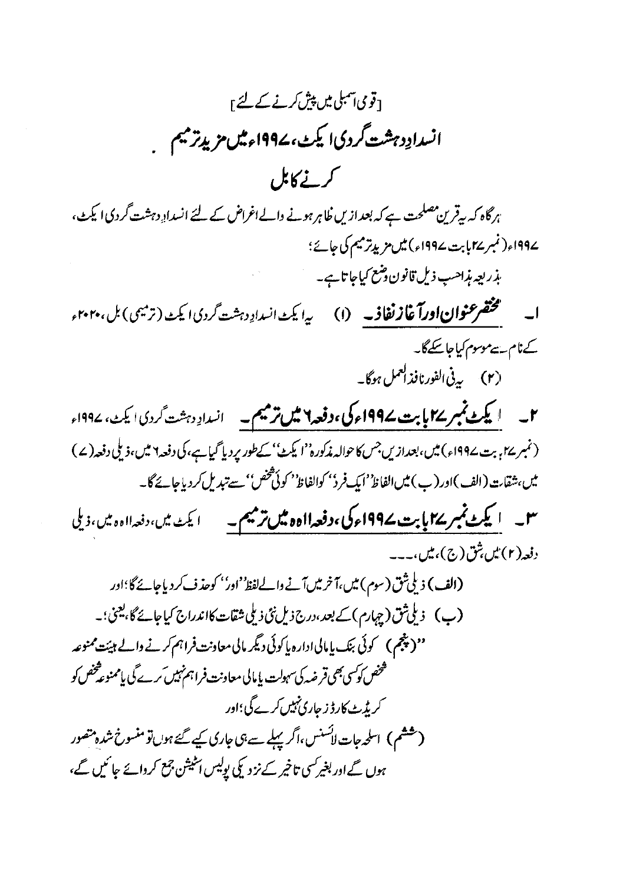[قومی اسمبلی میں پیش کرنے کے لئے]

# انسدادِ دہشت گردی ایکٹ، ۱۹۹۷ء میں مزید ترمیم کرنے کا بل

ہرگاہ کہ یہ قرین مصلحت ہے کہ بعد ازیں ظاہر ہونے والے اغراض کے لئے انسدادِ دہشت گردی ایکٹ، ۱۹۹۷ء (نمبر ۲۷ بابت ۱۹۹۷ء) میں مزید ترمیم کی جائے؛

بذریعہ ہذا حسبِ ذیل قانون وضع کیا جاتا ہے۔

۱۔ **مختصر عنوان اور آغاز نفاذ۔** (۱) یہ ایکٹ انسدادِ دہشت گردی ایکٹ (ترمیمی) بل، ۲۰۲۰ء کے نام سے موسوم کیا جا سکے گا۔

(۲) یہ فی الفور نافذ العمل ہوگا۔

۲۔ **ایکٹ نمبر ۲۷ بابت ۱۹۹۷ء کی، دفعہ ۶ میں ترمیم۔** انسدادِ دہشت گردی ایکٹ، ۱۹۹۷ء (نمبر ۲۷ بابت ۱۹۹۷ء) میں، بعد ازیں جس کا حوالہ مذکورہ "ایکٹ" کے طور پر دیا گیا ہے، کی دفعہ ۶ میں، ذیلی دفعہ (۷) میں، شقات (الف) اور (ب) میں الفاظ "ایک فرد" کو الفاظ "کوئی شخص" سے تبدیل کر دیا جائے گا۔

۳۔ **ایکٹ نمبر ۲۷ بابت ۱۹۹۷ء کی، دفعہ ۱۱ھھ میں ترمیم۔** ایکٹ میں، دفعہ ۱۱ھھ میں، ذیلی دفعہ (۲) میں، شق (ج)، میں،۔۔۔

(الف) ذیلی شق (سوم) میں، آخر میں آنے والے لفظ "اور" کو حذف کر دیا جائے گا؛ اور

(ب) ذیلی شق (چہارم) کے بعد، درج ذیل نئی ذیلی شقات کا اندراج کیا جائے گا، یعنی:۔

"(پنجم) کوئی بینک یا مالی ادارہ یا کوئی دیگر مالی معاونت فراہم کرنے والے ہیئت ممنوعہ شخص کو کسی بھی قرضہ کی سہولت یا مالی معاونت فراہم نہیں کرے گی یا ممنوعہ شخص کو کریڈٹ کارڈز جاری نہیں کرے گی؛ اور

(ششم) اسلحہ جات لائسنس، اگر پہلے سے ہی جاری کیے گئے ہوں تو منسوخ شدہ متصور ہوں گے اور بغیر کسی تاخیر کے نزدیکی پولیس اسٹیشن جمع کروائے جائیں گے،